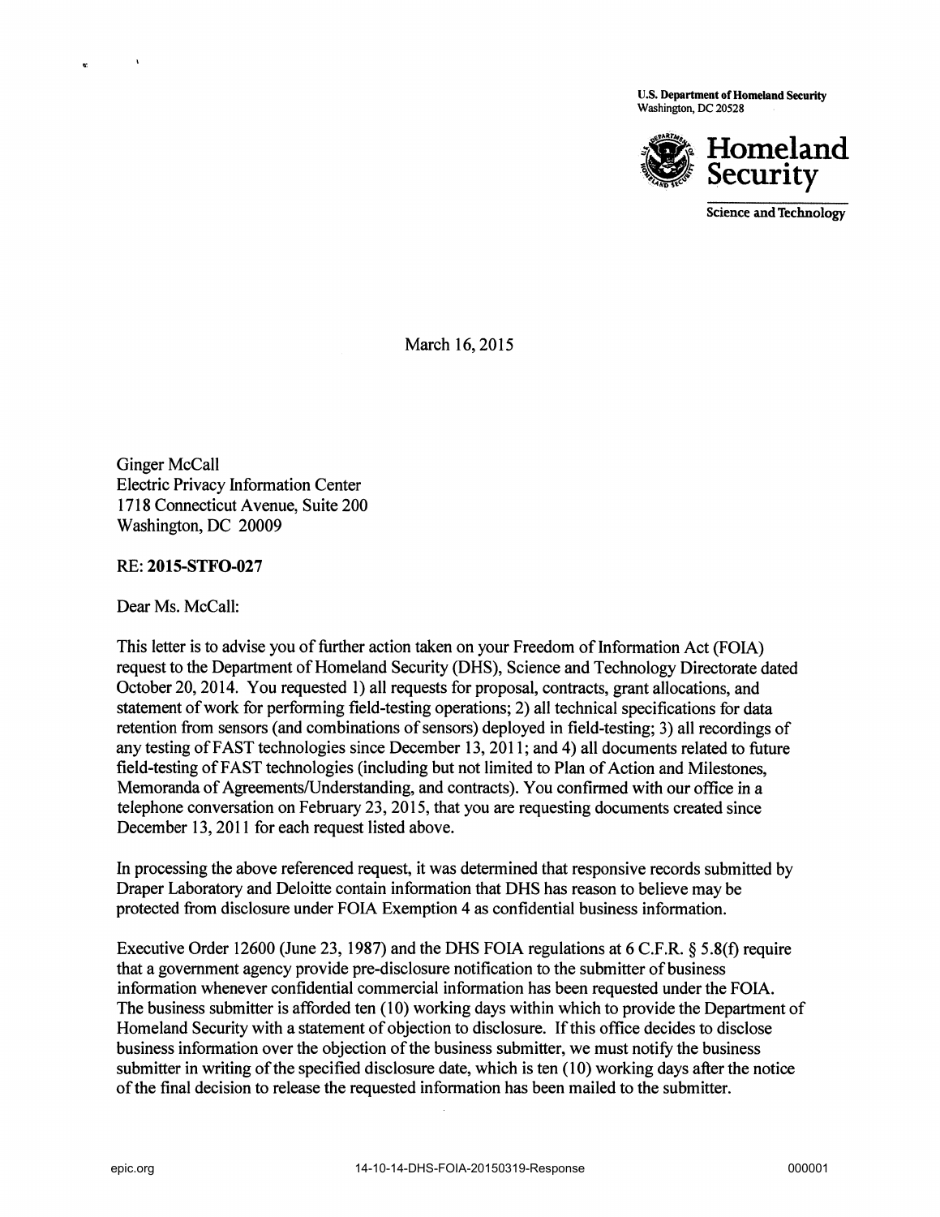U.S. Department of Homeland Security
Washington, DC 20528

**Homeland Security**

Science and Technology

March 16, 2015

Ginger McCall
Electric Privacy Information Center
1718 Connecticut Avenue, Suite 200
Washington, DC 20009

RE: **2015-STFO-027**

Dear Ms. McCall:

This letter is to advise you of further action taken on your Freedom of Information Act (FOIA) request to the Department of Homeland Security (DHS), Science and Technology Directorate dated October 20, 2014. You requested 1) all requests for proposal, contracts, grant allocations, and statement of work for performing field-testing operations; 2) all technical specifications for data retention from sensors (and combinations of sensors) deployed in field-testing; 3) all recordings of any testing of FAST technologies since December 13, 2011; and 4) all documents related to future field-testing of FAST technologies (including but not limited to Plan of Action and Milestones, Memoranda of Agreements/Understanding, and contracts). You confirmed with our office in a telephone conversation on February 23, 2015, that you are requesting documents created since December 13, 2011 for each request listed above.

In processing the above referenced request, it was determined that responsive records submitted by Draper Laboratory and Deloitte contain information that DHS has reason to believe may be protected from disclosure under FOIA Exemption 4 as confidential business information.

Executive Order 12600 (June 23, 1987) and the DHS FOIA regulations at 6 C.F.R. § 5.8(f) require that a government agency provide pre-disclosure notification to the submitter of business information whenever confidential commercial information has been requested under the FOIA. The business submitter is afforded ten (10) working days within which to provide the Department of Homeland Security with a statement of objection to disclosure. If this office decides to disclose business information over the objection of the business submitter, we must notify the business submitter in writing of the specified disclosure date, which is ten (10) working days after the notice of the final decision to release the requested information has been mailed to the submitter.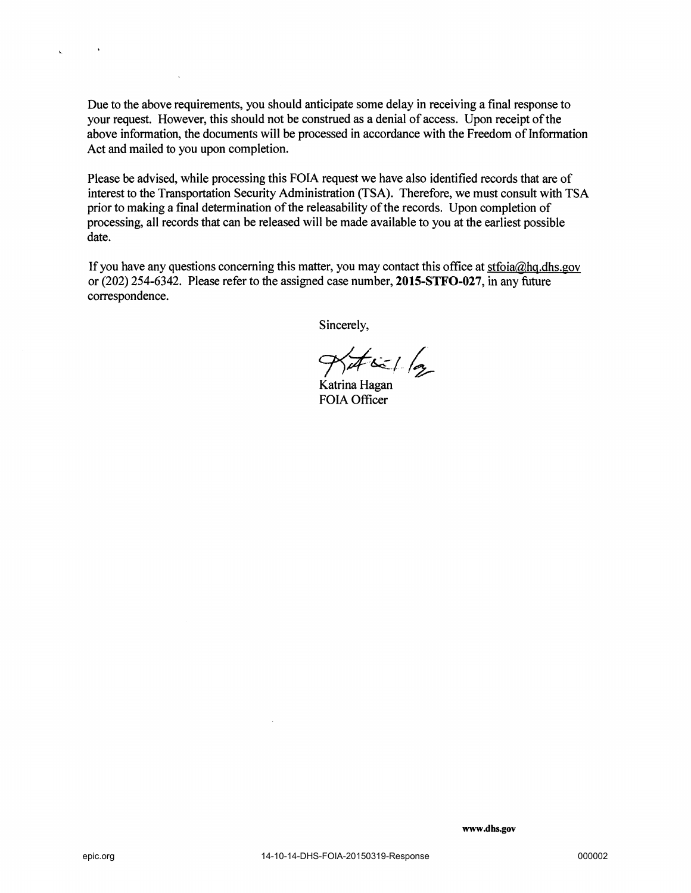Due to the above requirements, you should anticipate some delay in receiving a final response to your request. However, this should not be construed as a denial of access. Upon receipt of the above information, the documents will be processed in accordance with the Freedom of Information Act and mailed to you upon completion.

Please be advised, while processing this FOIA request we have also identified records that are of interest to the Transportation Security Administration (TSA). Therefore, we must consult with TSA prior to making a final determination of the releasability of the records. Upon completion of processing, all records that can be released will be made available to you at the earliest possible date.

If you have any questions concerning this matter, you may contact this office at stfoia@hq.dhs.gov or (202) 254-6342. Please refer to the assigned case number, **2015-STFO-027**, in any future correspondence.

Sincerely,

Katrina Hagan
FOIA Officer

**www.dhs.gov**